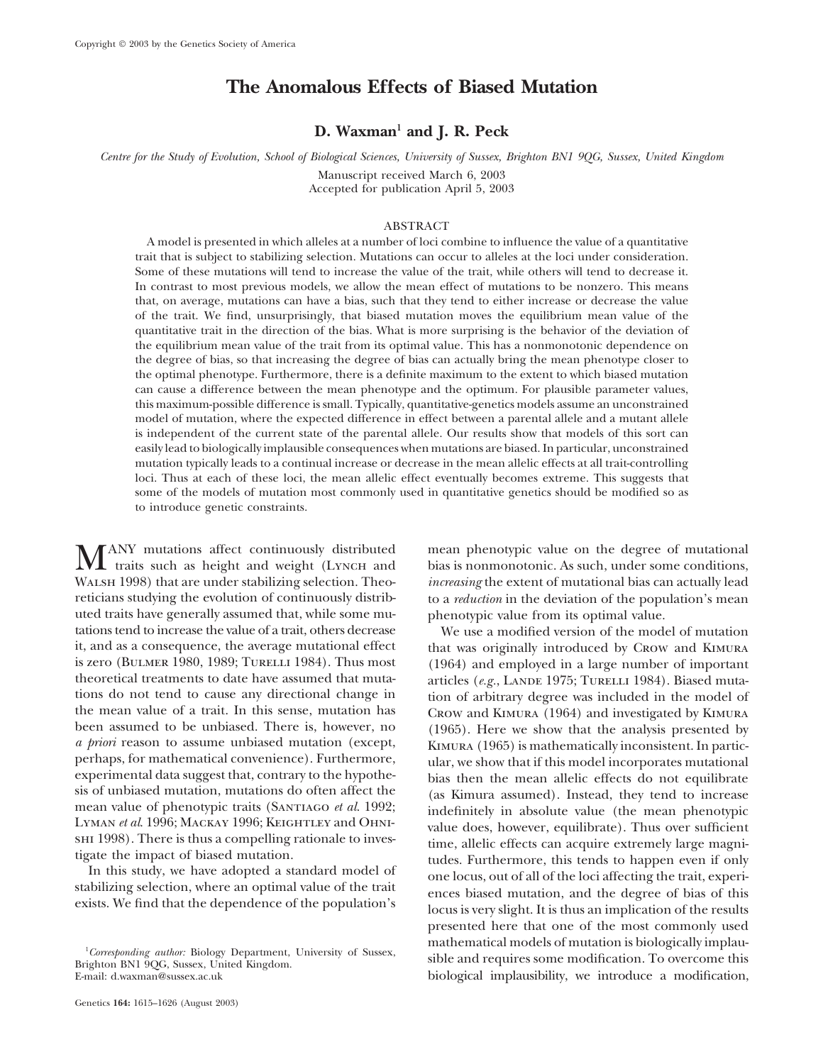Copyright © 2003 by the Genetics Society of America

# The Anomalous Effects of Biased Mutation

**D. Waxman[1] and J. R. Peck**

*Centre for the Study of Evolution, School of Biological Sciences, University of Sussex, Brighton BN1 9QG, Sussex, United Kingdom*

Manuscript received March 6, 2003
Accepted for publication April 5, 2003

## ABSTRACT

A model is presented in which alleles at a number of loci combine to influence the value of a quantitative trait that is subject to stabilizing selection. Mutations can occur to alleles at the loci under consideration. Some of these mutations will tend to increase the value of the trait, while others will tend to decrease it. In contrast to most previous models, we allow the mean effect of mutations to be nonzero. This means that, on average, mutations can have a bias, such that they tend to either increase or decrease the value of the trait. We find, unsurprisingly, that biased mutation moves the equilibrium mean value of the quantitative trait in the direction of the bias. What is more surprising is the behavior of the deviation of the equilibrium mean value of the trait from its optimal value. This has a nonmonotonic dependence on the degree of bias, so that increasing the degree of bias can actually bring the mean phenotype closer to the optimal phenotype. Furthermore, there is a definite maximum to the extent to which biased mutation can cause a difference between the mean phenotype and the optimum. For plausible parameter values, this maximum-possible difference is small. Typically, quantitative-genetics models assume an unconstrained model of mutation, where the expected difference in effect between a parental allele and a mutant allele is independent of the current state of the parental allele. Our results show that models of this sort can easily lead to biologically implausible consequences when mutations are biased. In particular, unconstrained mutation typically leads to a continual increase or decrease in the mean allelic effects at all trait-controlling loci. Thus at each of these loci, the mean allelic effect eventually becomes extreme. This suggests that some of the models of mutation most commonly used in quantitative genetics should be modified so as to introduce genetic constraints.

MANY mutations affect continuously distributed traits such as height and weight (Lynch and Walsh 1998) that are under stabilizing selection. Theoreticians studying the evolution of continuously distributed traits have generally assumed that, while some mutations tend to increase the value of a trait, others decrease it, and as a consequence, the average mutational effect is zero (Bulmer 1980, 1989; Turelli 1984). Thus most theoretical treatments to date have assumed that mutations do not tend to cause any directional change in the mean value of a trait. In this sense, mutation has been assumed to be unbiased. There is, however, no *a priori* reason to assume unbiased mutation (except, perhaps, for mathematical convenience). Furthermore, experimental data suggest that, contrary to the hypothesis of unbiased mutation, mutations do often affect the mean value of phenotypic traits (Santiago *et al.* 1992; Lyman *et al.* 1996; Mackay 1996; Keightley and Ohnishi 1998). There is thus a compelling rationale to investigate the impact of biased mutation.

In this study, we have adopted a standard model of stabilizing selection, where an optimal value of the trait exists. We find that the dependence of the population's mean phenotypic value on the degree of mutational bias is nonmonotonic. As such, under some conditions, *increasing* the extent of mutational bias can actually lead to a *reduction* in the deviation of the population's mean phenotypic value from its optimal value.

We use a modified version of the model of mutation that was originally introduced by Crow and Kimura (1964) and employed in a large number of important articles (*e.g.*, Lande 1975; Turelli 1984). Biased mutation of arbitrary degree was included in the model of Crow and Kimura (1964) and investigated by Kimura (1965). Here we show that the analysis presented by Kimura (1965) is mathematically inconsistent. In particular, we show that if this model incorporates mutational bias then the mean allelic effects do not equilibrate (as Kimura assumed). Instead, they tend to increase indefinitely in absolute value (the mean phenotypic value does, however, equilibrate). Thus over sufficient time, allelic effects can acquire extremely large magnitudes. Furthermore, this tends to happen even if only one locus, out of all of the loci affecting the trait, experiences biased mutation, and the degree of bias of this locus is very slight. It is thus an implication of the results presented here that one of the most commonly used mathematical models of mutation is biologically implausible and requires some modification. To overcome this biological implausibility, we introduce a modification,

[1]*Corresponding author:* Biology Department, University of Sussex, Brighton BN1 9QG, Sussex, United Kingdom.
E-mail: d.waxman@sussex.ac.uk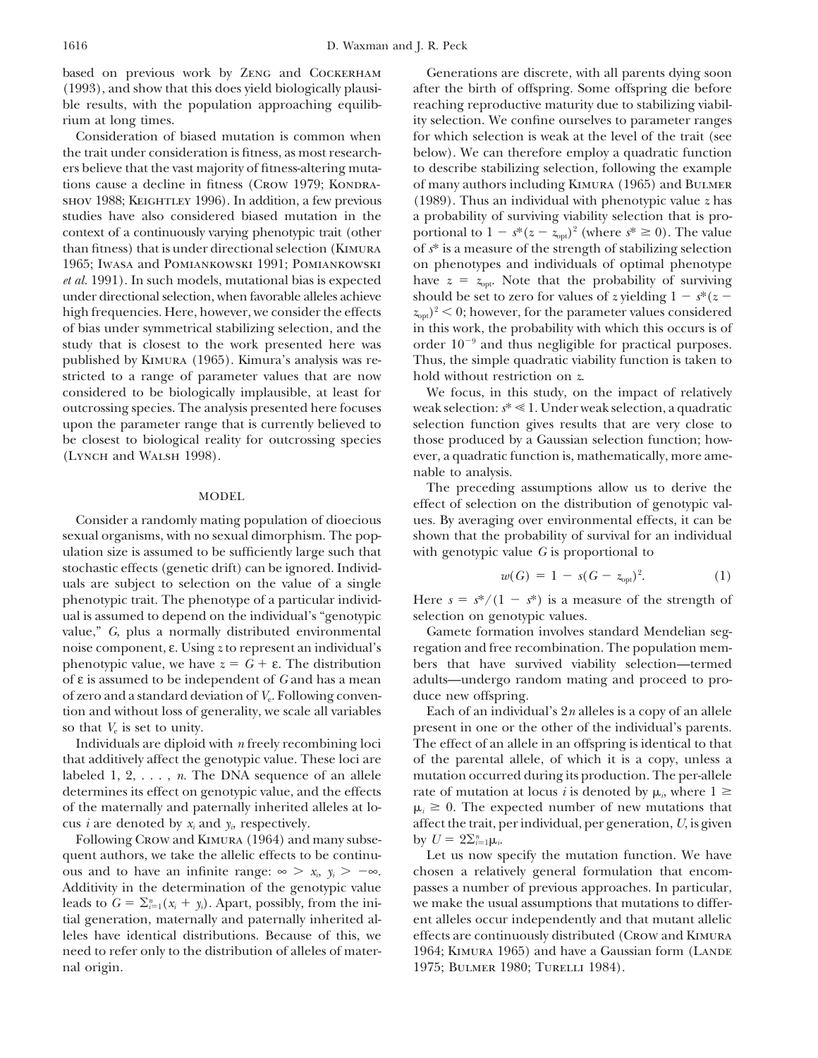based on previous work by Zeng and Cockerham (1993), and show that this does yield biologically plausible results, with the population approaching equilibrium at long times.

Consideration of biased mutation is common when the trait under consideration is fitness, as most researchers believe that the vast majority of fitness-altering mutations cause a decline in fitness (Crow 1979; Kondrashov 1988; Keightley 1996). In addition, a few previous studies have also considered biased mutation in the context of a continuously varying phenotypic trait (other than fitness) that is under directional selection (Kimura 1965; Iwasa and Pomiankowski 1991; Pomiankowski *et al.* 1991). In such models, mutational bias is expected under directional selection, when favorable alleles achieve high frequencies. Here, however, we consider the effects of bias under symmetrical stabilizing selection, and the study that is closest to the work presented here was published by Kimura (1965). Kimura's analysis was restricted to a range of parameter values that are now considered to be biologically implausible, at least for outcrossing species. The analysis presented here focuses upon the parameter range that is currently believed to be closest to biological reality for outcrossing species (Lynch and Walsh 1998).

## MODEL

Consider a randomly mating population of dioecious sexual organisms, with no sexual dimorphism. The population size is assumed to be sufficiently large such that stochastic effects (genetic drift) can be ignored. Individuals are subject to selection on the value of a single phenotypic trait. The phenotype of a particular individual is assumed to depend on the individual's "genotypic value," $G$, plus a normally distributed environmental noise component, $\varepsilon$. Using $z$ to represent an individual's phenotypic value, we have $z = G + \varepsilon$. The distribution of $\varepsilon$ is assumed to be independent of $G$ and has a mean of zero and a standard deviation of $V_e$. Following convention and without loss of generality, we scale all variables so that $V_e$ is set to unity.

Individuals are diploid with $n$ freely recombining loci that additively affect the genotypic value. These loci are labeled $1, 2, \ldots, n$. The DNA sequence of an allele determines its effect on genotypic value, and the effects of the maternally and paternally inherited alleles at locus $i$ are denoted by $x_i$ and $y_i$, respectively.

Following Crow and Kimura (1964) and many subsequent authors, we take the allelic effects to be continuous and to have an infinite range: $\infty > x_i, y_i > -\infty$. Additivity in the determination of the genotypic value leads to $G = \sum_{i=1}^{n}(x_i + y_i)$. Apart, possibly, from the initial generation, maternally and paternally inherited alleles have identical distributions. Because of this, we need to refer only to the distribution of alleles of maternal origin.

Generations are discrete, with all parents dying soon after the birth of offspring. Some offspring die before reaching reproductive maturity due to stabilizing viability selection. We confine ourselves to parameter ranges for which selection is weak at the level of the trait (see below). We can therefore employ a quadratic function to describe stabilizing selection, following the example of many authors including Kimura (1965) and Bulmer (1989). Thus an individual with phenotypic value $z$ has a probability of surviving viability selection that is proportional to $1 - s^*(z - z_{\text{opt}})^2$ (where $s^* \geq 0$). The value of $s^*$ is a measure of the strength of stabilizing selection on phenotypes and individuals of optimal phenotype have $z = z_{\text{opt}}$. Note that the probability of surviving should be set to zero for values of $z$ yielding $1 - s^*(z - z_{\text{opt}})^2 < 0$; however, for the parameter values considered in this work, the probability with which this occurs is of order $10^{-9}$ and thus negligible for practical purposes. Thus, the simple quadratic viability function is taken to hold without restriction on $z$.

We focus, in this study, on the impact of relatively weak selection: $s^* \ll 1$. Under weak selection, a quadratic selection function gives results that are very close to those produced by a Gaussian selection function; however, a quadratic function is, mathematically, more amenable to analysis.

The preceding assumptions allow us to derive the effect of selection on the distribution of genotypic values. By averaging over environmental effects, it can be shown that the probability of survival for an individual with genotypic value $G$ is proportional to

$$w(G) = 1 - s(G - z_{\text{opt}})^2. \tag{1}$$

Here $s = s^*/(1 - s^*)$ is a measure of the strength of selection on genotypic values.

Gamete formation involves standard Mendelian segregation and free recombination. The population members that have survived viability selection—termed adults—undergo random mating and proceed to produce new offspring.

Each of an individual's $2n$ alleles is a copy of an allele present in one or the other of the individual's parents. The effect of an allele in an offspring is identical to that of the parental allele, of which it is a copy, unless a mutation occurred during its production. The per-allele rate of mutation at locus $i$ is denoted by $\mu_i$, where $1 \geq \mu_i \geq 0$. The expected number of new mutations that affect the trait, per individual, per generation, $U$, is given by $U = 2\sum_{i=1}^{n}\mu_i$.

Let us now specify the mutation function. We have chosen a relatively general formulation that encompasses a number of previous approaches. In particular, we make the usual assumptions that mutations to different alleles occur independently and that mutant allelic effects are continuously distributed (Crow and Kimura 1964; Kimura 1965) and have a Gaussian form (Lande 1975; Bulmer 1980; Turelli 1984).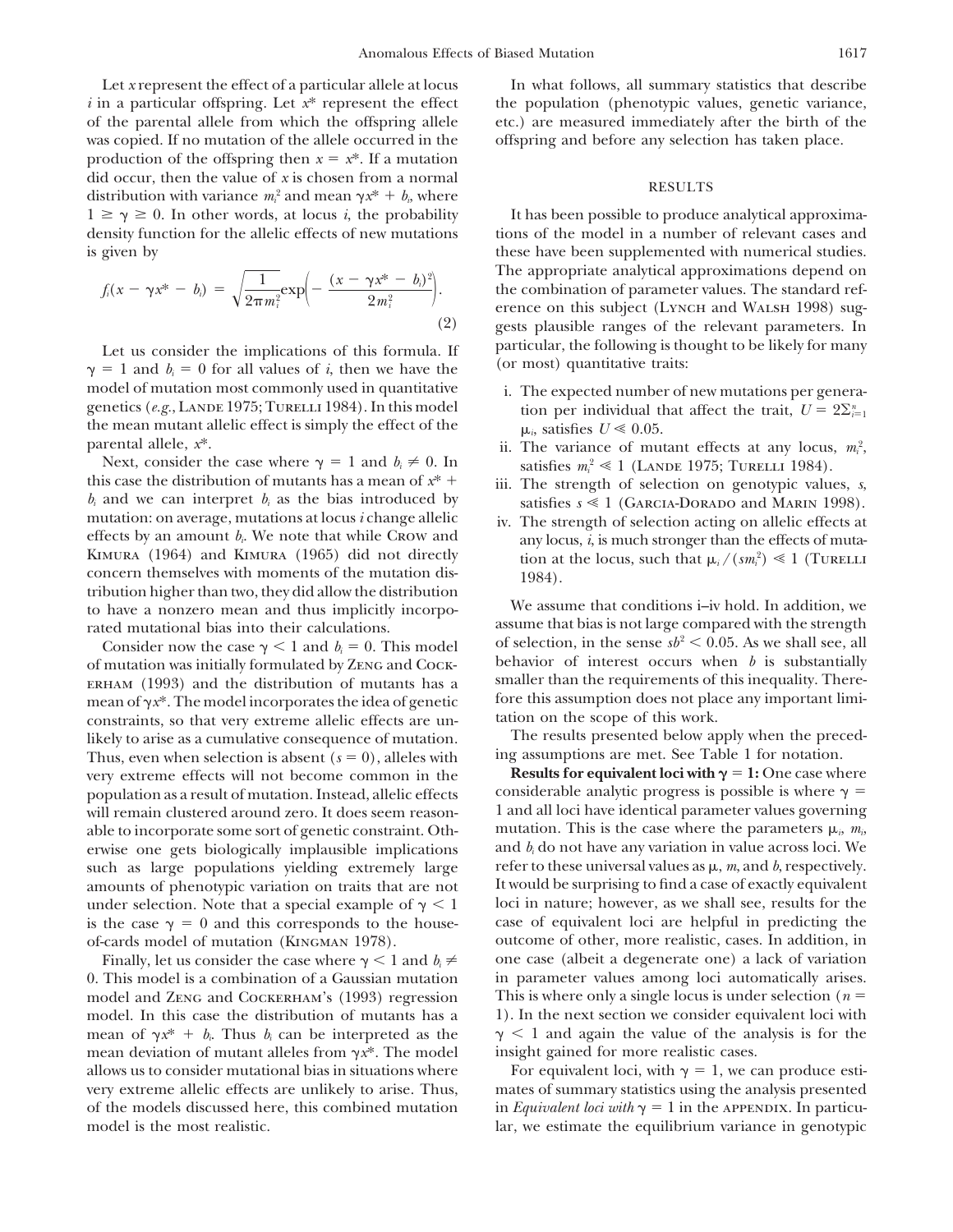Let $x$ represent the effect of a particular allele at locus $i$ in a particular offspring. Let $x^*$ represent the effect of the parental allele from which the offspring allele was copied. If no mutation of the allele occurred in the production of the offspring then $x = x^*$. If a mutation did occur, then the value of $x$ is chosen from a normal distribution with variance $m_i^2$ and mean $\gamma x^* + b_i$, where $1 \geq \gamma \geq 0$. In other words, at locus $i$, the probability density function for the allelic effects of new mutations is given by

$$f_i(x - \gamma x^* - b_i) = \sqrt{\frac{1}{2\pi m_i^2}} \exp\left(-\frac{(x - \gamma x^* - b_i)^2}{2m_i^2}\right). \tag{2}$$

Let us consider the implications of this formula. If $\gamma = 1$ and $b_i = 0$ for all values of $i$, then we have the model of mutation most commonly used in quantitative genetics (*e.g.*, Lande 1975; Turelli 1984). In this model the mean mutant allelic effect is simply the effect of the parental allele, $x^*$.

Next, consider the case where $\gamma = 1$ and $b_i \neq 0$. In this case the distribution of mutants has a mean of $x^* + b_i$ and we can interpret $b_i$ as the bias introduced by mutation: on average, mutations at locus $i$ change allelic effects by an amount $b_i$. We note that while Crow and Kimura (1964) and Kimura (1965) did not directly concern themselves with moments of the mutation distribution higher than two, they did allow the distribution to have a nonzero mean and thus implicitly incorporated mutational bias into their calculations.

Consider now the case $\gamma < 1$ and $b_i = 0$. This model of mutation was initially formulated by Zeng and Cockerham (1993) and the distribution of mutants has a mean of $\gamma x^*$. The model incorporates the idea of genetic constraints, so that very extreme allelic effects are unlikely to arise as a cumulative consequence of mutation. Thus, even when selection is absent ($s = 0$), alleles with very extreme effects will not become common in the population as a result of mutation. Instead, allelic effects will remain clustered around zero. It does seem reasonable to incorporate some sort of genetic constraint. Otherwise one gets biologically implausible implications such as large populations yielding extremely large amounts of phenotypic variation on traits that are not under selection. Note that a special example of $\gamma < 1$ is the case $\gamma = 0$ and this corresponds to the house-of-cards model of mutation (Kingman 1978).

Finally, let us consider the case where $\gamma < 1$ and $b_i \neq 0$. This model is a combination of a Gaussian mutation model and Zeng and Cockerham's (1993) regression model. In this case the distribution of mutants has a mean of $\gamma x^* + b_i$. Thus $b_i$ can be interpreted as the mean deviation of mutant alleles from $\gamma x^*$. The model allows us to consider mutational bias in situations where very extreme allelic effects are unlikely to arise. Thus, of the models discussed here, this combined mutation model is the most realistic.

In what follows, all summary statistics that describe the population (phenotypic values, genetic variance, etc.) are measured immediately after the birth of the offspring and before any selection has taken place.

## RESULTS

It has been possible to produce analytical approximations of the model in a number of relevant cases and these have been supplemented with numerical studies. The appropriate analytical approximations depend on the combination of parameter values. The standard reference on this subject (Lynch and Walsh 1998) suggests plausible ranges of the relevant parameters. In particular, the following is thought to be likely for many (or most) quantitative traits:

i. The expected number of new mutations per generation per individual that affect the trait, $U = 2\Sigma_{i=1}^{n} \mu_i$, satisfies $U \ll 0.05$.
ii. The variance of mutant effects at any locus, $m_i^2$, satisfies $m_i^2 \ll 1$ (Lande 1975; Turelli 1984).
iii. The strength of selection on genotypic values, $s$, satisfies $s \ll 1$ (Garcia-Dorado and Marin 1998).
iv. The strength of selection acting on allelic effects at any locus, $i$, is much stronger than the effects of mutation at the locus, such that $\mu_i/(sm_i^2) \ll 1$ (Turelli 1984).

We assume that conditions i–iv hold. In addition, we assume that bias is not large compared with the strength of selection, in the sense $sb^2 < 0.05$. As we shall see, all behavior of interest occurs when $b$ is substantially smaller than the requirements of this inequality. Therefore this assumption does not place any important limitation on the scope of this work.

The results presented below apply when the preceding assumptions are met. See Table 1 for notation.

**Results for equivalent loci with $\gamma = 1$:** One case where considerable analytic progress is possible is where $\gamma = 1$ and all loci have identical parameter values governing mutation. This is the case where the parameters $\mu_i$, $m_i$, and $b_i$ do not have any variation in value across loci. We refer to these universal values as $\mu$, $m$, and $b$, respectively. It would be surprising to find a case of exactly equivalent loci in nature; however, as we shall see, results for the case of equivalent loci are helpful in predicting the outcome of other, more realistic, cases. In addition, in one case (albeit a degenerate one) a lack of variation in parameter values among loci automatically arises. This is where only a single locus is under selection ($n = 1$). In the next section we consider equivalent loci with $\gamma < 1$ and again the value of the analysis is for the insight gained for more realistic cases.

For equivalent loci, with $\gamma = 1$, we can produce estimates of summary statistics using the analysis presented in *Equivalent loci with* $\gamma = 1$ in the APPENDIX. In particular, we estimate the equilibrium variance in genotypic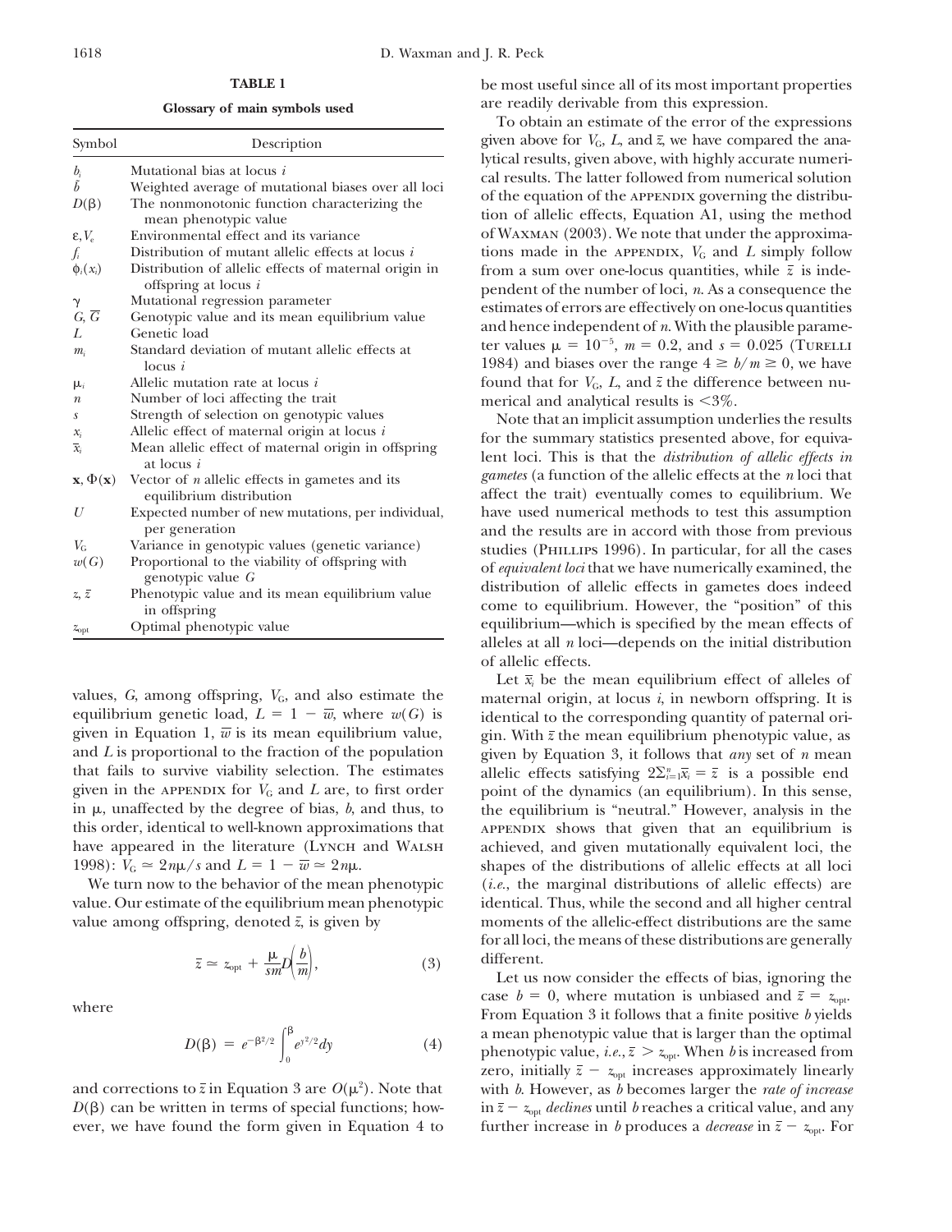**TABLE 1**

**Glossary of main symbols used**

| Symbol | Description |
|---|---|
| $b_i$ | Mutational bias at locus $i$ |
| $\bar{b}$ | Weighted average of mutational biases over all loci |
| $D(\beta)$ | The nonmonotonic function characterizing the mean phenotypic value |
| $\varepsilon, V_e$ | Environmental effect and its variance |
| $f_i$ | Distribution of mutant allelic effects at locus $i$ |
| $\phi_i(x_i)$ | Distribution of allelic effects of maternal origin in offspring at locus $i$ |
| $\gamma$ | Mutational regression parameter |
| $G, \overline{G}$ | Genotypic value and its mean equilibrium value |
| $L$ | Genetic load |
| $m_i$ | Standard deviation of mutant allelic effects at locus $i$ |
| $\mu_i$ | Allelic mutation rate at locus $i$ |
| $n$ | Number of loci affecting the trait |
| $s$ | Strength of selection on genotypic values |
| $x_i$ | Allelic effect of maternal origin at locus $i$ |
| $\bar{x}_i$ | Mean allelic effect of maternal origin in offspring at locus $i$ |
| $\mathbf{x}, \Phi(\mathbf{x})$ | Vector of $n$ allelic effects in gametes and its equilibrium distribution |
| $U$ | Expected number of new mutations, per individual, per generation |
| $V_G$ | Variance in genotypic values (genetic variance) |
| $w(G)$ | Proportional to the viability of offspring with genotypic value $G$ |
| $z, \bar{z}$ | Phenotypic value and its mean equilibrium value in offspring |
| $z_{opt}$ | Optimal phenotypic value |

values, $G$, among offspring, $V_G$, and also estimate the equilibrium genetic load, $L = 1 - \overline{w}$, where $w(G)$ is given in Equation 1, $\overline{w}$ is its mean equilibrium value, and $L$ is proportional to the fraction of the population that fails to survive viability selection. The estimates given in the APPENDIX for $V_G$ and $L$ are, to first order in $\mu$, unaffected by the degree of bias, $b$, and thus, to this order, identical to well-known approximations that have appeared in the literature (LYNCH and WALSH 1998): $V_G \simeq 2n\mu/s$ and $L = 1 - \overline{w} \simeq 2n\mu$.

We turn now to the behavior of the mean phenotypic value. Our estimate of the equilibrium mean phenotypic value among offspring, denoted $\bar{z}$, is given by

$$\bar{z} \simeq z_{opt} + \frac{\mu}{sm} D\left(\frac{b}{m}\right), \tag{3}$$

where

$$D(\beta) = e^{-\beta^2/2} \int_0^{\beta} e^{y^2/2} dy \tag{4}$$

and corrections to $\bar{z}$ in Equation 3 are $O(\mu^2)$. Note that $D(\beta)$ can be written in terms of special functions; however, we have found the form given in Equation 4 to be most useful since all of its most important properties are readily derivable from this expression.

To obtain an estimate of the error of the expressions given above for $V_G$, $L$, and $\bar{z}$, we have compared the analytical results, given above, with highly accurate numerical results. The latter followed from numerical solution of the equation of the APPENDIX governing the distribution of allelic effects, Equation A1, using the method of WAXMAN (2003). We note that under the approximations made in the APPENDIX, $V_G$ and $L$ simply follow from a sum over one-locus quantities, while $\bar{z}$ is independent of the number of loci, $n$. As a consequence the estimates of errors are effectively on one-locus quantities and hence independent of $n$. With the plausible parameter values $\mu = 10^{-5}$, $m = 0.2$, and $s = 0.025$ (TURELLI 1984) and biases over the range $4 \geq b/m \geq 0$, we have found that for $V_G$, $L$, and $\bar{z}$ the difference between numerical and analytical results is $<3\%$.

Note that an implicit assumption underlies the results for the summary statistics presented above, for equivalent loci. This is that the *distribution of allelic effects in gametes* (a function of the allelic effects at the $n$ loci that affect the trait) eventually comes to equilibrium. We have used numerical methods to test this assumption and the results are in accord with those from previous studies (PHILLIPS 1996). In particular, for all the cases of *equivalent loci* that we have numerically examined, the distribution of allelic effects in gametes does indeed come to equilibrium. However, the "position" of this equilibrium—which is specified by the mean effects of alleles at all $n$ loci—depends on the initial distribution of allelic effects.

Let $\bar{x}_i$ be the mean equilibrium effect of alleles of maternal origin, at locus $i$, in newborn offspring. It is identical to the corresponding quantity of paternal origin. With $\bar{z}$ the mean equilibrium phenotypic value, as given by Equation 3, it follows that *any* set of $n$ mean allelic effects satisfying $2\sum_{i=1}^{n}\bar{x}_i = \bar{z}$ is a possible end point of the dynamics (an equilibrium). In this sense, the equilibrium is "neutral." However, analysis in the APPENDIX shows that given that an equilibrium is achieved, and given mutationally equivalent loci, the shapes of the distributions of allelic effects at all loci (*i.e.*, the marginal distributions of allelic effects) are identical. Thus, while the second and all higher central moments of the allelic-effect distributions are the same for all loci, the means of these distributions are generally different.

Let us now consider the effects of bias, ignoring the case $b = 0$, where mutation is unbiased and $\bar{z} = z_{opt}$. From Equation 3 it follows that a finite positive $b$ yields a mean phenotypic value that is larger than the optimal phenotypic value, *i.e.*, $\bar{z} > z_{opt}$. When $b$ is increased from zero, initially $\bar{z} - z_{opt}$ increases approximately linearly with $b$. However, as $b$ becomes larger the *rate of increase* in $\bar{z} - z_{opt}$ *declines* until $b$ reaches a critical value, and any further increase in $b$ produces a *decrease* in $\bar{z} - z_{opt}$. For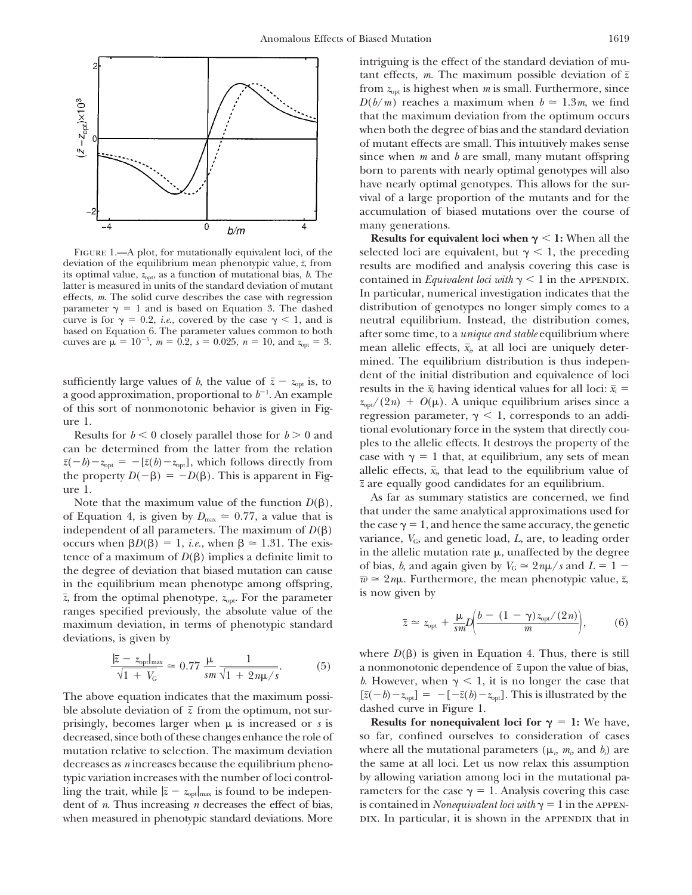FIGURE 1.—A plot, for mutationally equivalent loci, of the deviation of the equilibrium mean phenotypic value, $\bar{z}$, from its optimal value, $z_{opt}$, as a function of mutational bias, $b$. The latter is measured in units of the standard deviation of mutant effects, $m$. The solid curve describes the case with regression parameter $\gamma = 1$ and is based on Equation 3. The dashed curve is for $\gamma = 0.2$, *i.e.*, covered by the case $\gamma < 1$, and is based on Equation 6. The parameter values common to both curves are $\mu = 10^{-5}$, $m = 0.2$, $s = 0.025$, $n = 10$, and $z_{opt} = 3$.

sufficiently large values of $b$, the value of $\bar{z} - z_{opt}$ is, to a good approximation, proportional to $b^{-1}$. An example of this sort of nonmonotonic behavior is given in Figure 1.

Results for $b < 0$ closely parallel those for $b > 0$ and can be determined from the latter from the relation $\bar{z}(-b) - z_{opt} = -[\bar{z}(b) - z_{opt}]$, which follows directly from the property $D(-\beta) = -D(\beta)$. This is apparent in Figure 1.

Note that the maximum value of the function $D(\beta)$, of Equation 4, is given by $D_{max} \simeq 0.77$, a value that is independent of all parameters. The maximum of $D(\beta)$ occurs when $\beta D(\beta) = 1$, *i.e.*, when $\beta \simeq 1.31$. The existence of a maximum of $D(\beta)$ implies a definite limit to the degree of deviation that biased mutation can cause in the equilibrium mean phenotype among offspring, $\bar{z}$, from the optimal phenotype, $z_{opt}$. For the parameter ranges specified previously, the absolute value of the maximum deviation, in terms of phenotypic standard deviations, is given by

$$\frac{|\bar{z} - z_{opt}|_{max}}{\sqrt{1 + V_G}} \simeq 0.77 \frac{\mu}{sm} \frac{1}{\sqrt{1 + 2n\mu/s}}. \tag{5}$$

The above equation indicates that the maximum possible absolute deviation of $\bar{z}$ from the optimum, not surprisingly, becomes larger when $\mu$ is increased or $s$ is decreased, since both of these changes enhance the role of mutation relative to selection. The maximum deviation decreases as $n$ increases because the equilibrium phenotypic variation increases with the number of loci controlling the trait, while $|\bar{z} - z_{opt}|_{max}$ is found to be independent of $n$. Thus increasing $n$ decreases the effect of bias, when measured in phenotypic standard deviations. More intriguing is the effect of the standard deviation of mutant effects, $m$. The maximum possible deviation of $\bar{z}$ from $z_{opt}$ is highest when $m$ is small. Furthermore, since $D(b/m)$ reaches a maximum when $b \simeq 1.3m$, we find that the maximum deviation from the optimum occurs when both the degree of bias and the standard deviation of mutant effects are small. This intuitively makes sense since when $m$ and $b$ are small, many mutant offspring born to parents with nearly optimal genotypes will also have nearly optimal genotypes. This allows for the survival of a large proportion of the mutants and for the accumulation of biased mutations over the course of many generations.

**Results for equivalent loci when $\gamma < 1$:** When all the selected loci are equivalent, but $\gamma < 1$, the preceding results are modified and analysis covering this case is contained in *Equivalent loci with* $\gamma < 1$ in the APPENDIX. In particular, numerical investigation indicates that the distribution of genotypes no longer simply comes to a neutral equilibrium. Instead, the distribution comes, after some time, to a *unique and stable* equilibrium where mean allelic effects, $\bar{x}_i$, at all loci are uniquely determined. The equilibrium distribution is thus independent of the initial distribution and equivalence of loci results in the $\bar{x}_i$ having identical values for all loci: $\bar{x}_i = z_{opt}/(2n) + O(\mu)$. A unique equilibrium arises since a regression parameter, $\gamma < 1$, corresponds to an additional evolutionary force in the system that directly couples to the allelic effects. It destroys the property of the case with $\gamma = 1$ that, at equilibrium, any sets of mean allelic effects, $\bar{x}_i$, that lead to the equilibrium value of $\bar{z}$ are equally good candidates for an equilibrium.

As far as summary statistics are concerned, we find that under the same analytical approximations used for the case $\gamma = 1$, and hence the same accuracy, the genetic variance, $V_G$, and genetic load, $L$, are, to leading order in the allelic mutation rate $\mu$, unaffected by the degree of bias, $b$, and again given by $V_G \simeq 2n\mu/s$ and $L = 1 - \bar{w} \simeq 2n\mu$. Furthermore, the mean phenotypic value, $\bar{z}$, is now given by

$$\bar{z} \simeq z_{opt} + \frac{\mu}{sm} D\left(\frac{b - (1 - \gamma)z_{opt}/(2n)}{m}\right), \tag{6}$$

where $D(\beta)$ is given in Equation 4. Thus, there is still a nonmonotonic dependence of $\bar{z}$ upon the value of bias, $b$. However, when $\gamma < 1$, it is no longer the case that $[\bar{z}(-b) - z_{opt}] = -[-\bar{z}(b) - z_{opt}]$. This is illustrated by the dashed curve in Figure 1.

**Results for nonequivalent loci for $\gamma = 1$:** We have, so far, confined ourselves to consideration of cases where all the mutational parameters ($\mu_i$, $m_i$, and $b_i$) are the same at all loci. Let us now relax this assumption by allowing variation among loci in the mutational parameters for the case $\gamma = 1$. Analysis covering this case is contained in *Nonequivalent loci with* $\gamma = 1$ in the APPENDIX. In particular, it is shown in the APPENDIX that in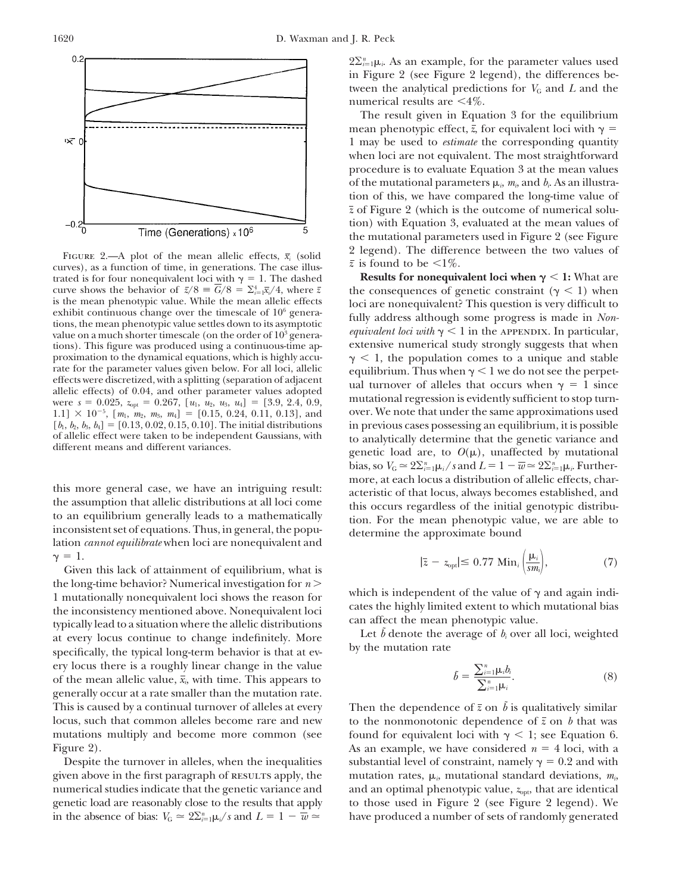FIGURE 2.—A plot of the mean allelic effects, $\bar{x}_i$ (solid curves), as a function of time, in generations. The case illustrated is for four nonequivalent loci with $\gamma = 1$. The dashed curve shows the behavior of $\bar{z}/8 \equiv \bar{G}/8 = \sum_{i=1}^{4}\bar{x}_i/4$, where $\bar{z}$ is the mean phenotypic value. While the mean allelic effects exhibit continuous change over the timescale of $10^6$ generations, the mean phenotypic value settles down to its asymptotic value on a much shorter timescale (on the order of $10^3$ generations). This figure was produced using a continuous-time approximation to the dynamical equations, which is highly accurate for the parameter values given below. For all loci, allelic effects were discretized, with a splitting (separation of adjacent allelic effects) of 0.04, and other parameter values adopted were $s = 0.025$, $z_{\text{opt}} = 0.267$, $[u_1, u_2, u_3, u_4] = [3.9, 2.4, 0.9, 1.1] \times 10^{-5}$, $[m_1, m_2, m_3, m_4] = [0.15, 0.24, 0.11, 0.13]$, and $[b_1, b_2, b_3, b_4] = [0.13, 0.02, 0.15, 0.10]$. The initial distributions of allelic effect were taken to be independent Gaussians, with different means and different variances.

this more general case, we have an intriguing result: the assumption that allelic distributions at all loci come to an equilibrium generally leads to a mathematically inconsistent set of equations. Thus, in general, the population *cannot equilibrate* when loci are nonequivalent and $\gamma = 1$.

Given this lack of attainment of equilibrium, what is the long-time behavior? Numerical investigation for $n > 1$ mutationally nonequivalent loci shows the reason for the inconsistency mentioned above. Nonequivalent loci typically lead to a situation where the allelic distributions at every locus continue to change indefinitely. More specifically, the typical long-term behavior is that at every locus there is a roughly linear change in the value of the mean allelic value, $\bar{x}_i$, with time. This appears to generally occur at a rate smaller than the mutation rate. This is caused by a continual turnover of alleles at every locus, such that common alleles become rare and new mutations multiply and become more common (see Figure 2).

Despite the turnover in alleles, when the inequalities given above in the first paragraph of RESULTS apply, the numerical studies indicate that the genetic variance and genetic load are reasonably close to the results that apply in the absence of bias: $V_G \simeq 2\sum_{i=1}^{n}\mu_i/s$ and $L = 1 - \bar{w} \simeq 2\sum_{i=1}^{n}\mu_i$. As an example, for the parameter values used in Figure 2 (see Figure 2 legend), the differences between the analytical predictions for $V_G$ and $L$ and the numerical results are <4%.

The result given in Equation 3 for the equilibrium mean phenotypic effect, $\bar{z}$, for equivalent loci with $\gamma = 1$ may be used to *estimate* the corresponding quantity when loci are not equivalent. The most straightforward procedure is to evaluate Equation 3 at the mean values of the mutational parameters $\mu_i$, $m_i$, and $b_i$. As an illustration of this, we have compared the long-time value of $\bar{z}$ of Figure 2 (which is the outcome of numerical solution) with Equation 3, evaluated at the mean values of the mutational parameters used in Figure 2 (see Figure 2 legend). The difference between the two values of $\bar{z}$ is found to be <1%.

**Results for nonequivalent loci when $\gamma < 1$:** What are the consequences of genetic constraint ($\gamma < 1$) when loci are nonequivalent? This question is very difficult to fully address although some progress is made in *Nonequivalent loci with $\gamma < 1$* in the APPENDIX. In particular, extensive numerical study strongly suggests that when $\gamma < 1$, the population comes to a unique and stable equilibrium. Thus when $\gamma < 1$ we do not see the perpetual turnover of alleles that occurs when $\gamma = 1$ since mutational regression is evidently sufficient to stop turnover. We note that under the same approximations used in previous cases possessing an equilibrium, it is possible to analytically determine that the genetic variance and genetic load are, to $O(\mu)$, unaffected by mutational bias, so $V_G \simeq 2\sum_{i=1}^{n}\mu_i/s$ and $L = 1 - \bar{w} \simeq 2\sum_{i=1}^{n}\mu_i$. Furthermore, at each locus a distribution of allelic effects, characteristic of that locus, always becomes established, and this occurs regardless of the initial genotypic distribution. For the mean phenotypic value, we are able to determine the approximate bound

$$|\bar{z} - z_{\text{opt}}| \leq 0.77 \, \text{Min}_i\left(\frac{\mu_i}{sm_i}\right), \tag{7}$$

which is independent of the value of $\gamma$ and again indicates the highly limited extent to which mutational bias can affect the mean phenotypic value.

Let $\tilde{b}$ denote the average of $b_i$ over all loci, weighted by the mutation rate

$$\tilde{b} = \frac{\sum_{i=1}^{n}\mu_i b_i}{\sum_{i=1}^{n}\mu_i}. \tag{8}$$

Then the dependence of $\bar{z}$ on $\tilde{b}$ is qualitatively similar to the nonmonotonic dependence of $\bar{z}$ on $b$ that was found for equivalent loci with $\gamma < 1$; see Equation 6. As an example, we have considered $n = 4$ loci, with a substantial level of constraint, namely $\gamma = 0.2$ and with mutation rates, $\mu_i$, mutational standard deviations, $m_i$, and an optimal phenotypic value, $z_{\text{opt}}$, that are identical to those used in Figure 2 (see Figure 2 legend). We have produced a number of sets of randomly generated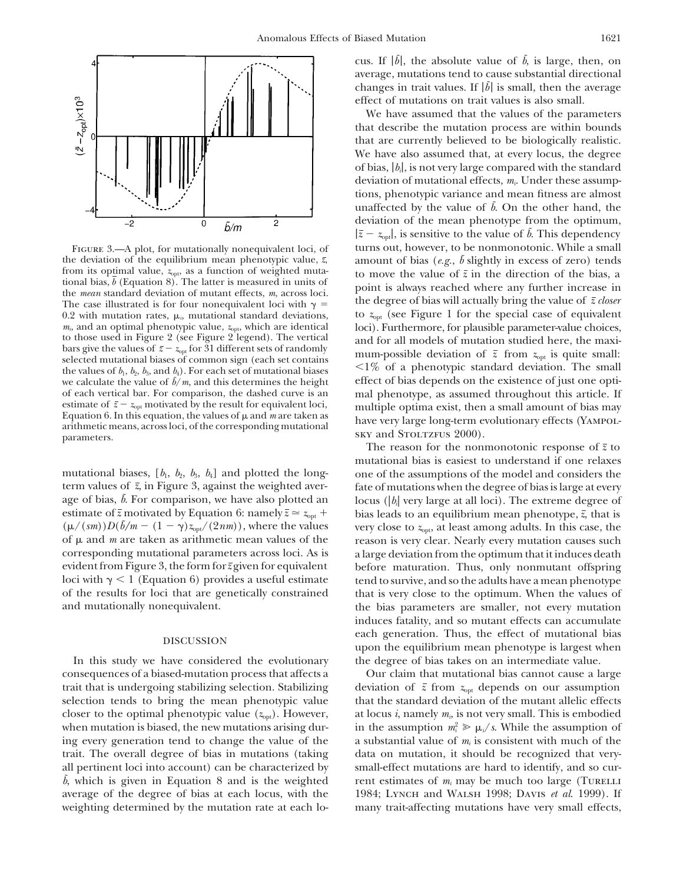FIGURE 3.—A plot, for mutationally nonequivalent loci, of the deviation of the equilibrium mean phenotypic value, $\bar{z}$, from its optimal value, $z_{\text{opt}}$, as a function of weighted mutational bias, $\tilde{b}$ (Equation 8). The latter is measured in units of the *mean* standard deviation of mutant effects, $m$, across loci. The case illustrated is for four nonequivalent loci with $\gamma = 0.2$ with mutation rates, $\mu_i$, mutational standard deviations, $m_i$, and an optimal phenotypic value, $z_{\text{opt}}$, which are identical to those used in Figure 2 (see Figure 2 legend). The vertical bars give the values of $\bar{z} - z_{\text{opt}}$ for 31 different sets of randomly selected mutational biases of common sign (each set contains the values of $b_1$, $b_2$, $b_3$, and $b_4$). For each set of mutational biases we calculate the value of $\tilde{b}/m$, and this determines the height of each vertical bar. For comparison, the dashed curve is an estimate of $\bar{z} - z_{\text{opt}}$ motivated by the result for equivalent loci, Equation 6. In this equation, the values of $\mu$ and $m$ are taken as arithmetic means, across loci, of the corresponding mutational parameters.

mutational biases, $[b_1, b_2, b_3, b_4]$ and plotted the long-term values of $\bar{z}$, in Figure 3, against the weighted average of bias, $\tilde{b}$. For comparison, we have also plotted an estimate of $\bar{z}$ motivated by Equation 6: namely $\bar{z} \simeq z_{\text{opt}} + (\mu/(sm))D(\tilde{b}/m - (1-\gamma)z_{\text{opt}}/(2nm))$, where the values of $\mu$ and $m$ are taken as arithmetic mean values of the corresponding mutational parameters across loci. As is evident from Figure 3, the form for $\bar{z}$ given for equivalent loci with $\gamma < 1$ (Equation 6) provides a useful estimate of the results for loci that are genetically constrained and mutationally nonequivalent.

## DISCUSSION

In this study we have considered the evolutionary consequences of a biased-mutation process that affects a trait that is undergoing stabilizing selection. Stabilizing selection tends to bring the mean phenotypic value closer to the optimal phenotypic value ($z_{\text{opt}}$). However, when mutation is biased, the new mutations arising during every generation tend to change the value of the trait. The overall degree of bias in mutations (taking all pertinent loci into account) can be characterized by $\tilde{b}$, which is given in Equation 8 and is the weighted average of the degree of bias at each locus, with the weighting determined by the mutation rate at each locus. If $|\tilde{b}|$, the absolute value of $\tilde{b}$, is large, then, on average, mutations tend to cause substantial directional changes in trait values. If $|\tilde{b}|$ is small, then the average effect of mutations on trait values is also small.

We have assumed that the values of the parameters that describe the mutation process are within bounds that are currently believed to be biologically realistic. We have also assumed that, at every locus, the degree of bias, $|b_i|$, is not very large compared with the standard deviation of mutational effects, $m_i$. Under these assumptions, phenotypic variance and mean fitness are almost unaffected by the value of $\tilde{b}$. On the other hand, the deviation of the mean phenotype from the optimum, $|\bar{z} - z_{\text{opt}}|$, is sensitive to the value of $\tilde{b}$. This dependency turns out, however, to be nonmonotonic. While a small amount of bias (*e.g.*, $\tilde{b}$ slightly in excess of zero) tends to move the value of $\bar{z}$ in the direction of the bias, a point is always reached where any further increase in the degree of bias will actually bring the value of $\bar{z}$ *closer* to $z_{\text{opt}}$ (see Figure 1 for the special case of equivalent loci). Furthermore, for plausible parameter-value choices, and for all models of mutation studied here, the maximum-possible deviation of $\bar{z}$ from $z_{\text{opt}}$ is quite small: <1% of a phenotypic standard deviation. The small effect of bias depends on the existence of just one optimal phenotype, as assumed throughout this article. If multiple optima exist, then a small amount of bias may have very large long-term evolutionary effects (Yampolsky and Stoltzfus 2000).

The reason for the nonmonotonic response of $\bar{z}$ to mutational bias is easiest to understand if one relaxes one of the assumptions of the model and considers the fate of mutations when the degree of bias is large at every locus ($|b_i|$ very large at all loci). The extreme degree of bias leads to an equilibrium mean phenotype, $\bar{z}$, that is very close to $z_{\text{opt}}$, at least among adults. In this case, the reason is very clear. Nearly every mutation causes such a large deviation from the optimum that it induces death before maturation. Thus, only nonmutant offspring tend to survive, and so the adults have a mean phenotype that is very close to the optimum. When the values of the bias parameters are smaller, not every mutation induces fatality, and so mutant effects can accumulate each generation. Thus, the effect of mutational bias upon the equilibrium mean phenotype is largest when the degree of bias takes on an intermediate value.

Our claim that mutational bias cannot cause a large deviation of $\bar{z}$ from $z_{\text{opt}}$ depends on our assumption that the standard deviation of the mutant allelic effects at locus $i$, namely $m_i$, is not very small. This is embodied in the assumption $m_i^2 \gg \mu_i/s$. While the assumption of a substantial value of $m_i$ is consistent with much of the data on mutation, it should be recognized that very-small-effect mutations are hard to identify, and so current estimates of $m_i$ may be much too large (Turelli 1984; Lynch and Walsh 1998; Davis *et al.* 1999). If many trait-affecting mutations have very small effects,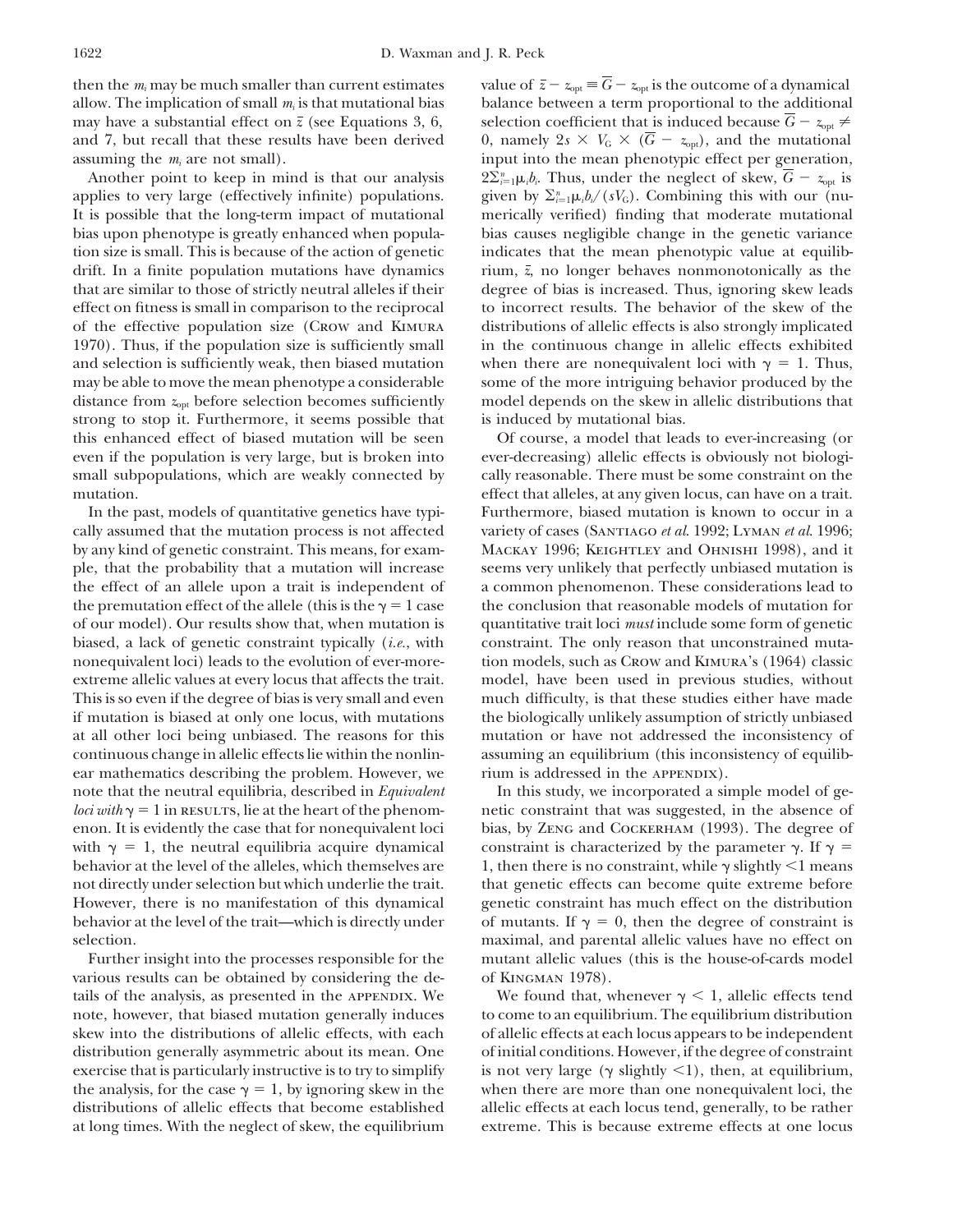then the $m_i$ may be much smaller than current estimates allow. The implication of small $m_i$ is that mutational bias may have a substantial effect on $\bar{z}$ (see Equations 3, 6, and 7, but recall that these results have been derived assuming the $m_i$ are not small).

Another point to keep in mind is that our analysis applies to very large (effectively infinite) populations. It is possible that the long-term impact of mutational bias upon phenotype is greatly enhanced when population size is small. This is because of the action of genetic drift. In a finite population mutations have dynamics that are similar to those of strictly neutral alleles if their effect on fitness is small in comparison to the reciprocal of the effective population size (Crow and Kimura 1970). Thus, if the population size is sufficiently small and selection is sufficiently weak, then biased mutation may be able to move the mean phenotype a considerable distance from $z_{\text{opt}}$ before selection becomes sufficiently strong to stop it. Furthermore, it seems possible that this enhanced effect of biased mutation will be seen even if the population is very large, but is broken into small subpopulations, which are weakly connected by mutation.

In the past, models of quantitative genetics have typically assumed that the mutation process is not affected by any kind of genetic constraint. This means, for example, that the probability that a mutation will increase the effect of an allele upon a trait is independent of the premutation effect of the allele (this is the $\gamma = 1$ case of our model). Our results show that, when mutation is biased, a lack of genetic constraint typically (*i.e.*, with nonequivalent loci) leads to the evolution of ever-more-extreme allelic values at every locus that affects the trait. This is so even if the degree of bias is very small and even if mutation is biased at only one locus, with mutations at all other loci being unbiased. The reasons for this continuous change in allelic effects lie within the nonlinear mathematics describing the problem. However, we note that the neutral equilibria, described in *Equivalent loci with* $\gamma = 1$ in RESULTS, lie at the heart of the phenomenon. It is evidently the case that for nonequivalent loci with $\gamma = 1$, the neutral equilibria acquire dynamical behavior at the level of the alleles, which themselves are not directly under selection but which underlie the trait. However, there is no manifestation of this dynamical behavior at the level of the trait—which is directly under selection.

Further insight into the processes responsible for the various results can be obtained by considering the details of the analysis, as presented in the APPENDIX. We note, however, that biased mutation generally induces skew into the distributions of allelic effects, with each distribution generally asymmetric about its mean. One exercise that is particularly instructive is to try to simplify the analysis, for the case $\gamma = 1$, by ignoring skew in the distributions of allelic effects that become established at long times. With the neglect of skew, the equilibrium value of $\bar{z} - z_{\text{opt}} \equiv \overline{G} - z_{\text{opt}}$ is the outcome of a dynamical balance between a term proportional to the additional selection coefficient that is induced because $\overline{G} - z_{\text{opt}} \neq 0$, namely $2s \times V_G \times (\overline{G} - z_{\text{opt}})$, and the mutational input into the mean phenotypic effect per generation, $2\Sigma_{i=1}^{n}\mu_i b_i$. Thus, under the neglect of skew, $\overline{G} - z_{\text{opt}}$ is given by $\Sigma_{i=1}^{n}\mu_i b_i/(sV_G)$. Combining this with our (numerically verified) finding that moderate mutational bias causes negligible change in the genetic variance indicates that the mean phenotypic value at equilibrium, $\bar{z}$, no longer behaves nonmonotonically as the degree of bias is increased. Thus, ignoring skew leads to incorrect results. The behavior of the skew of the distributions of allelic effects is also strongly implicated in the continuous change in allelic effects exhibited when there are nonequivalent loci with $\gamma = 1$. Thus, some of the more intriguing behavior produced by the model depends on the skew in allelic distributions that is induced by mutational bias.

Of course, a model that leads to ever-increasing (or ever-decreasing) allelic effects is obviously not biologically reasonable. There must be some constraint on the effect that alleles, at any given locus, can have on a trait. Furthermore, biased mutation is known to occur in a variety of cases (Santiago *et al.* 1992; Lyman *et al.* 1996; Mackay 1996; Keightley and Ohnishi 1998), and it seems very unlikely that perfectly unbiased mutation is a common phenomenon. These considerations lead to the conclusion that reasonable models of mutation for quantitative trait loci *must* include some form of genetic constraint. The only reason that unconstrained mutation models, such as Crow and Kimura's (1964) classic model, have been used in previous studies, without much difficulty, is that these studies either have made the biologically unlikely assumption of strictly unbiased mutation or have not addressed the inconsistency of assuming an equilibrium (this inconsistency of equilibrium is addressed in the APPENDIX).

In this study, we incorporated a simple model of genetic constraint that was suggested, in the absence of bias, by Zeng and Cockerham (1993). The degree of constraint is characterized by the parameter $\gamma$. If $\gamma = 1$, then there is no constraint, while $\gamma$ slightly $<1$ means that genetic effects can become quite extreme before genetic constraint has much effect on the distribution of mutants. If $\gamma = 0$, then the degree of constraint is maximal, and parental allelic values have no effect on mutant allelic values (this is the house-of-cards model of Kingman 1978).

We found that, whenever $\gamma < 1$, allelic effects tend to come to an equilibrium. The equilibrium distribution of allelic effects at each locus appears to be independent of initial conditions. However, if the degree of constraint is not very large ($\gamma$ slightly $<1$), then, at equilibrium, when there are more than one nonequivalent loci, the allelic effects at each locus tend, generally, to be rather extreme. This is because extreme effects at one locus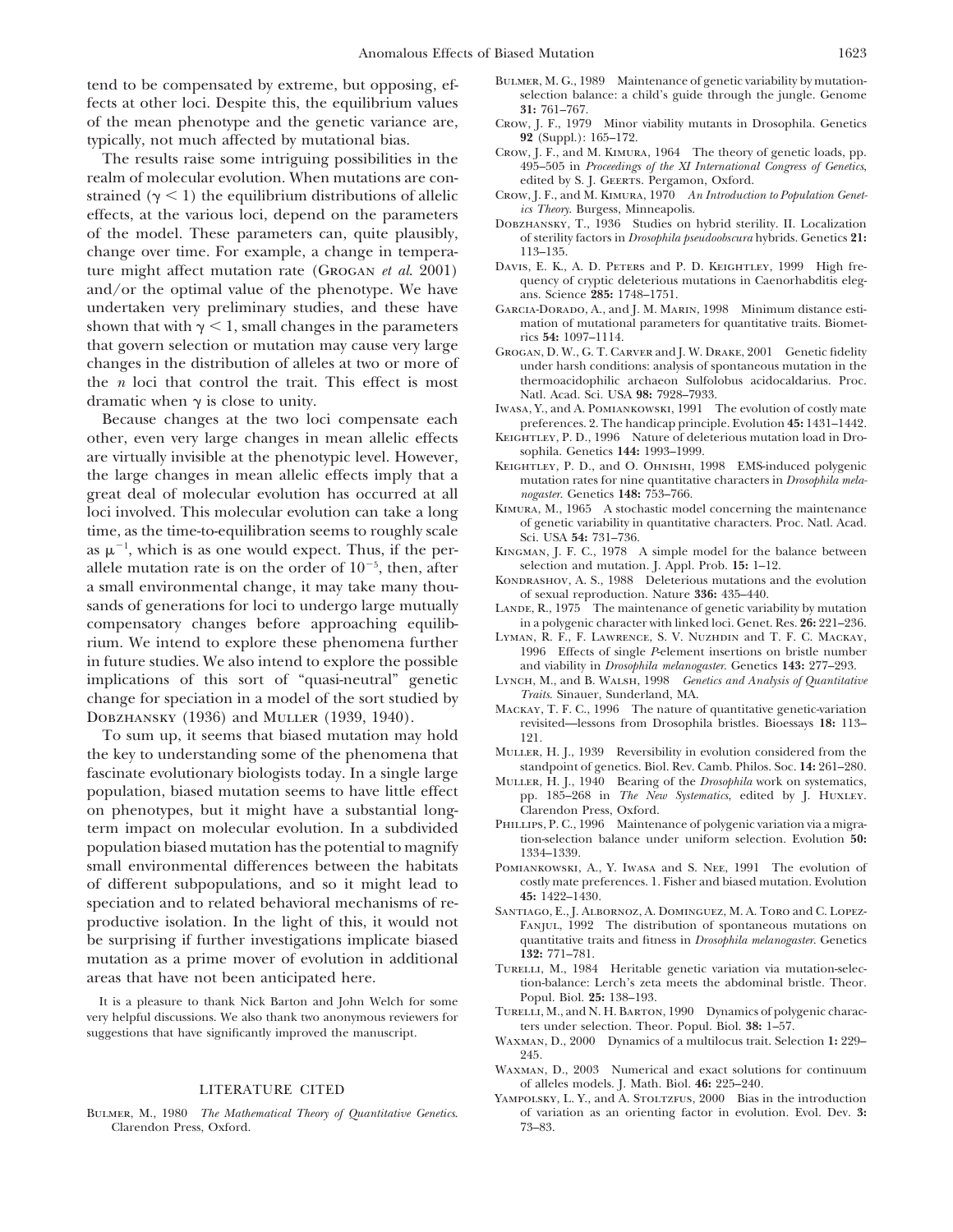tend to be compensated by extreme, but opposing, effects at other loci. Despite this, the equilibrium values of the mean phenotype and the genetic variance are, typically, not much affected by mutational bias.

The results raise some intriguing possibilities in the realm of molecular evolution. When mutations are constrained ($\gamma < 1$) the equilibrium distributions of allelic effects, at the various loci, depend on the parameters of the model. These parameters can, quite plausibly, change over time. For example, a change in temperature might affect mutation rate (Grogan *et al.* 2001) and/or the optimal value of the phenotype. We have undertaken very preliminary studies, and these have shown that with $\gamma < 1$, small changes in the parameters that govern selection or mutation may cause very large changes in the distribution of alleles at two or more of the $n$ loci that control the trait. This effect is most dramatic when $\gamma$ is close to unity.

Because changes at the two loci compensate each other, even very large changes in mean allelic effects are virtually invisible at the phenotypic level. However, the large changes in mean allelic effects imply that a great deal of molecular evolution has occurred at all loci involved. This molecular evolution can take a long time, as the time-to-equilibration seems to roughly scale as $\mu^{-1}$, which is as one would expect. Thus, if the per-allele mutation rate is on the order of $10^{-5}$, then, after a small environmental change, it may take many thousands of generations for loci to undergo large mutually compensatory changes before approaching equilibrium. We intend to explore these phenomena further in future studies. We also intend to explore the possible implications of this sort of "quasi-neutral" genetic change for speciation in a model of the sort studied by Dobzhansky (1936) and Muller (1939, 1940).

To sum up, it seems that biased mutation may hold the key to understanding some of the phenomena that fascinate evolutionary biologists today. In a single large population, biased mutation seems to have little effect on phenotypes, but it might have a substantial long-term impact on molecular evolution. In a subdivided population biased mutation has the potential to magnify small environmental differences between the habitats of different subpopulations, and so it might lead to speciation and to related behavioral mechanisms of reproductive isolation. In the light of this, it would not be surprising if further investigations implicate biased mutation as a prime mover of evolution in additional areas that have not been anticipated here.

It is a pleasure to thank Nick Barton and John Welch for some very helpful discussions. We also thank two anonymous reviewers for suggestions that have significantly improved the manuscript.

## LITERATURE CITED

Bulmer, M., 1980 *The Mathematical Theory of Quantitative Genetics*. Clarendon Press, Oxford.

Bulmer, M. G., 1989 Maintenance of genetic variability by mutation-selection balance: a child's guide through the jungle. Genome **31:** 761–767.

Crow, J. F., 1979 Minor viability mutants in Drosophila. Genetics **92** (Suppl.): 165–172.

Crow, J. F., and M. Kimura, 1964 The theory of genetic loads, pp. 495–505 in *Proceedings of the XI International Congress of Genetics*, edited by S. J. Geerts. Pergamon, Oxford.

Crow, J. F., and M. Kimura, 1970 *An Introduction to Population Genetics Theory*. Burgess, Minneapolis.

Dobzhansky, T., 1936 Studies on hybrid sterility. II. Localization of sterility factors in *Drosophila pseudoobscura* hybrids. Genetics **21:** 113–135.

Davis, E. K., A. D. Peters and P. D. Keightley, 1999 High frequency of cryptic deleterious mutations in Caenorhabditis elegans. Science **285:** 1748–1751.

Garcia-Dorado, A., and J. M. Marin, 1998 Minimum distance estimation of mutational parameters for quantitative traits. Biometrics **54:** 1097–1114.

Grogan, D. W., G. T. Carver and J. W. Drake, 2001 Genetic fidelity under harsh conditions: analysis of spontaneous mutation in the thermoacidophilic archaeon Sulfolobus acidocaldarius. Proc. Natl. Acad. Sci. USA **98:** 7928–7933.

Iwasa, Y., and A. Pomiankowski, 1991 The evolution of costly mate preferences. 2. The handicap principle. Evolution **45:** 1431–1442.

Keightley, P. D., 1996 Nature of deleterious mutation load in Drosophila. Genetics **144:** 1993–1999.

Keightley, P. D., and O. Ohnishi, 1998 EMS-induced polygenic mutation rates for nine quantitative characters in *Drosophila melanogaster*. Genetics **148:** 753–766.

Kimura, M., 1965 A stochastic model concerning the maintenance of genetic variability in quantitative characters. Proc. Natl. Acad. Sci. USA **54:** 731–736.

Kingman, J. F. C., 1978 A simple model for the balance between selection and mutation. J. Appl. Prob. **15:** 1–12.

Kondrashov, A. S., 1988 Deleterious mutations and the evolution of sexual reproduction. Nature **336:** 435–440.

Lande, R., 1975 The maintenance of genetic variability by mutation in a polygenic character with linked loci. Genet. Res. **26:** 221–236.

Lyman, R. F., F. Lawrence, S. V. Nuzhdin and T. F. C. Mackay, 1996 Effects of single *P*-element insertions on bristle number and viability in *Drosophila melanogaster*. Genetics **143:** 277–293.

Lynch, M., and B. Walsh, 1998 *Genetics and Analysis of Quantitative Traits*. Sinauer, Sunderland, MA.

Mackay, T. F. C., 1996 The nature of quantitative genetic-variation revisited—lessons from Drosophila bristles. Bioessays **18:** 113–121.

Muller, H. J., 1939 Reversibility in evolution considered from the standpoint of genetics. Biol. Rev. Camb. Philos. Soc. **14:** 261–280.

Muller, H. J., 1940 Bearing of the *Drosophila* work on systematics, pp. 185–268 in *The New Systematics*, edited by J. Huxley. Clarendon Press, Oxford.

Phillips, P. C., 1996 Maintenance of polygenic variation via a migration-selection balance under uniform selection. Evolution **50:** 1334–1339.

Pomiankowski, A., Y. Iwasa and S. Nee, 1991 The evolution of costly mate preferences. 1. Fisher and biased mutation. Evolution **45:** 1422–1430.

Santiago, E., J. Albornoz, A. Dominguez, M. A. Toro and C. Lopez-Fanjul, 1992 The distribution of spontaneous mutations on quantitative traits and fitness in *Drosophila melanogaster*. Genetics **132:** 771–781.

Turelli, M., 1984 Heritable genetic variation via mutation-selection-balance: Lerch's zeta meets the abdominal bristle. Theor. Popul. Biol. **25:** 138–193.

Turelli, M., and N. H. Barton, 1990 Dynamics of polygenic characters under selection. Theor. Popul. Biol. **38:** 1–57.

Waxman, D., 2000 Dynamics of a multilocus trait. Selection **1:** 229–245.

Waxman, D., 2003 Numerical and exact solutions for continuum of alleles models. J. Math. Biol. **46:** 225–240.

Yampolsky, L. Y., and A. Stoltzfus, 2000 Bias in the introduction of variation as an orienting factor in evolution. Evol. Dev. **3:** 73–83.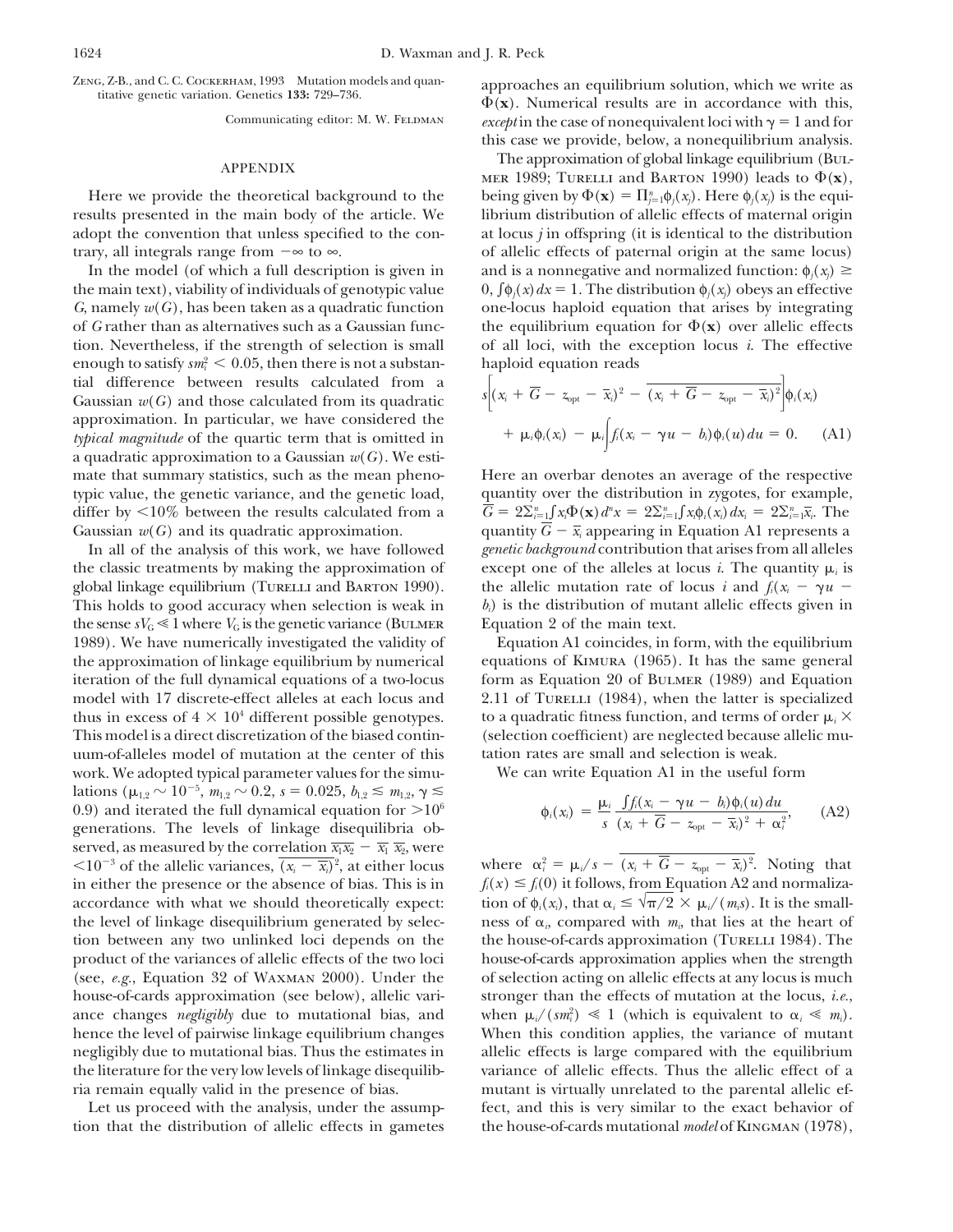ZENG, Z-B., and C. C. COCKERHAM, 1993 Mutation models and quantitative genetic variation. Genetics **133:** 729–736.

Communicating editor: M. W. FELDMAN

## APPENDIX

Here we provide the theoretical background to the results presented in the main body of the article. We adopt the convention that unless specified to the contrary, all integrals range from $-\infty$ to $\infty$.

In the model (of which a full description is given in the main text), viability of individuals of genotypic value $G$, namely $w(G)$, has been taken as a quadratic function of $G$ rather than as alternatives such as a Gaussian function. Nevertheless, if the strength of selection is small enough to satisfy $sm_i^2 < 0.05$, then there is not a substantial difference between results calculated from a Gaussian $w(G)$ and those calculated from its quadratic approximation. In particular, we have considered the *typical magnitude* of the quartic term that is omitted in a quadratic approximation to a Gaussian $w(G)$. We estimate that summary statistics, such as the mean phenotypic value, the genetic variance, and the genetic load, differ by <10% between the results calculated from a Gaussian $w(G)$ and its quadratic approximation.

In all of the analysis of this work, we have followed the classic treatments by making the approximation of global linkage equilibrium (TURELLI and BARTON 1990). This holds to good accuracy when selection is weak in the sense $sV_G \ll 1$ where $V_G$ is the genetic variance (BULMER 1989). We have numerically investigated the validity of the approximation of linkage equilibrium by numerical iteration of the full dynamical equations of a two-locus model with 17 discrete-effect alleles at each locus and thus in excess of $4 \times 10^4$ different possible genotypes. This model is a direct discretization of the biased continuum-of-alleles model of mutation at the center of this work. We adopted typical parameter values for the simulations ($\mu_{1,2} \sim 10^{-5}$, $m_{1,2} \sim 0.2$, $s = 0.025$, $b_{1,2} \lesssim m_{1,2}$, $\gamma \lesssim 0.9$) and iterated the full dynamical equation for $>10^6$ generations. The levels of linkage disequilibria observed, as measured by the correlation $\overline{x_1 x_2} - \overline{x_1}\,\overline{x_2}$, were $<10^{-3}$ of the allelic variances, $\overline{(x_i - \overline{x}_i)^2}$, at either locus in either the presence or the absence of bias. This is in accordance with what we should theoretically expect: the level of linkage disequilibrium generated by selection between any two unlinked loci depends on the product of the variances of allelic effects of the two loci (see, *e.g.*, Equation 32 of WAXMAN 2000). Under the house-of-cards approximation (see below), allelic variance changes *negligibly* due to mutational bias, and hence the level of pairwise linkage equilibrium changes negligibly due to mutational bias. Thus the estimates in the literature for the very low levels of linkage disequilibria remain equally valid in the presence of bias.

Let us proceed with the analysis, under the assumption that the distribution of allelic effects in gametes approaches an equilibrium solution, which we write as $\Phi(\mathbf{x})$. Numerical results are in accordance with this, *except* in the case of nonequivalent loci with $\gamma = 1$ and for this case we provide, below, a nonequilibrium analysis.

The approximation of global linkage equilibrium (BULMER 1989; TURELLI and BARTON 1990) leads to $\Phi(\mathbf{x})$, being given by $\Phi(\mathbf{x}) = \prod_{j=1}^{n} \phi_j(x_j)$. Here $\phi_j(x_j)$ is the equilibrium distribution of allelic effects of maternal origin at locus $j$ in offspring (it is identical to the distribution of allelic effects of paternal origin at the same locus) and is a nonnegative and normalized function: $\phi_j(x_j) \geq 0$, $\int \phi_j(x)\,dx = 1$. The distribution $\phi_j(x_j)$ obeys an effective one-locus haploid equation that arises by integrating the equilibrium equation for $\Phi(\mathbf{x})$ over allelic effects of all loci, with the exception locus $i$. The effective haploid equation reads

$$s\left[(x_i + \overline{G} - z_{\text{opt}} - \overline{x}_i)^2 - \overline{(x_i + \overline{G} - z_{\text{opt}} - \overline{x}_i)^2}\right]\phi_i(x_i) + \mu_i \phi_i(x_i) - \mu_i \int f_i(x_i - \gamma u - b_i)\phi_i(u)\,du = 0. \quad \text{(A1)}$$

Here an overbar denotes an average of the respective quantity over the distribution in zygotes, for example, $\overline{G} = 2\sum_{i=1}^{n} \int x_i \Phi(\mathbf{x})\,d^n x = 2\sum_{i=1}^{n} \int x_i \phi_i(x_i)\,dx_i = 2\sum_{i=1}^{n} \overline{x}_i$. The quantity $\overline{G} - \overline{x}_i$ appearing in Equation A1 represents a *genetic background* contribution that arises from all alleles except one of the alleles at locus $i$. The quantity $\mu_i$ is the allelic mutation rate of locus $i$ and $f_i(x_i - \gamma u - b_i)$ is the distribution of mutant allelic effects given in Equation 2 of the main text.

Equation A1 coincides, in form, with the equilibrium equations of KIMURA (1965). It has the same general form as Equation 20 of BULMER (1989) and Equation 2.11 of TURELLI (1984), when the latter is specialized to a quadratic fitness function, and terms of order $\mu_i \times$ (selection coefficient) are neglected because allelic mutation rates are small and selection is weak.

We can write Equation A1 in the useful form

$$\phi_i(x_i) = \frac{\mu_i}{s} \frac{\int f_i(x_i - \gamma u - b_i)\phi_i(u)\,du}{(x_i + \overline{G} - z_{\text{opt}} - \overline{x}_i)^2 + \alpha_i^2}, \quad \text{(A2)}$$

where $\alpha_i^2 = \mu_i/s - \overline{(x_i + \overline{G} - z_{\text{opt}} - \overline{x}_i)^2}$. Noting that $f_i(x) \leq f_i(0)$ it follows, from Equation A2 and normalization of $\phi_i(x_i)$, that $\alpha_i \leq \sqrt{\pi/2} \times \mu_i/(m_i s)$. It is the smallness of $\alpha_i$, compared with $m_i$, that lies at the heart of the house-of-cards approximation (TURELLI 1984). The house-of-cards approximation applies when the strength of selection acting on allelic effects at any locus is much stronger than the effects of mutation at the locus, *i.e.*, when $\mu_i/(sm_i^2) \ll 1$ (which is equivalent to $\alpha_i \ll m_i$). When this condition applies, the variance of mutant allelic effects is large compared with the equilibrium variance of allelic effects. Thus the allelic effect of a mutant is virtually unrelated to the parental allelic effect, and this is very similar to the exact behavior of the house-of-cards mutational *model* of KINGMAN (1978),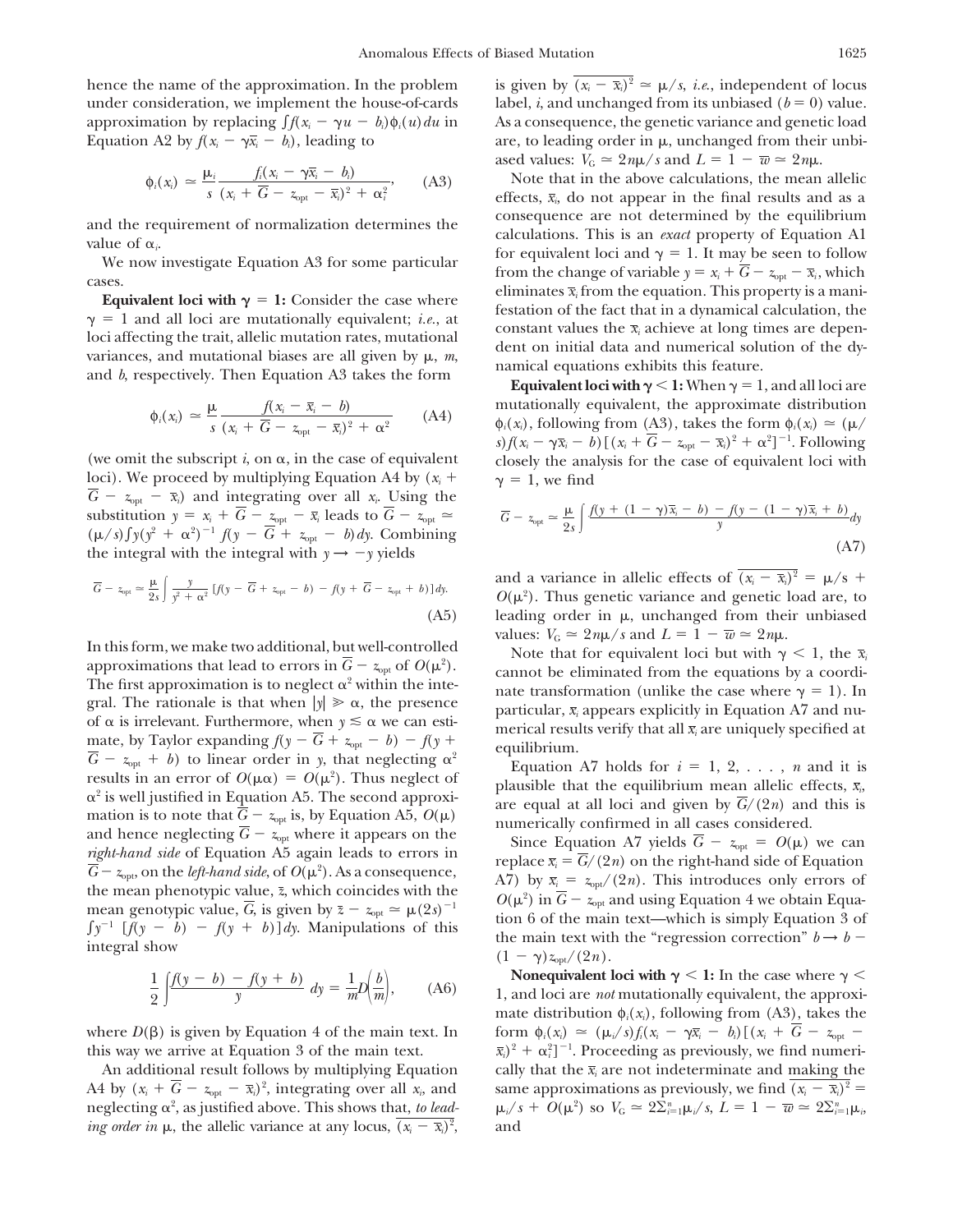hence the name of the approximation. In the problem under consideration, we implement the house-of-cards approximation by replacing $\int f(x_i - \gamma u - b_i)\phi_i(u)\,du$ in Equation A2 by $f(x_i - \gamma\bar{x}_i - b_i)$, leading to

$$\phi_i(x_i) \simeq \frac{\mu_i}{s}\frac{f_i(x_i - \gamma\bar{x}_i - b_i)}{(x_i + \overline{G} - z_{\text{opt}} - \bar{x}_i)^2 + \alpha_i^2}, \qquad \text{(A3)}$$

and the requirement of normalization determines the value of $\alpha_i$.

We now investigate Equation A3 for some particular cases.

**Equivalent loci with $\gamma = 1$:** Consider the case where $\gamma = 1$ and all loci are mutationally equivalent; *i.e.*, at loci affecting the trait, allelic mutation rates, mutational variances, and mutational biases are all given by $\mu$, $m$, and $b$, respectively. Then Equation A3 takes the form

$$\phi_i(x_i) \simeq \frac{\mu}{s}\frac{f(x_i - \bar{x}_i - b)}{(x_i + \overline{G} - z_{\text{opt}} - \bar{x}_i)^2 + \alpha^2} \qquad \text{(A4)}$$

(we omit the subscript $i$, on $\alpha$, in the case of equivalent loci). We proceed by multiplying Equation A4 by $(x_i + \overline{G} - z_{\text{opt}} - \bar{x}_i)$ and integrating over all $x_i$. Using the substitution $y = x_i + \overline{G} - z_{\text{opt}} - \bar{x}_i$ leads to $\overline{G} - z_{\text{opt}} \simeq (\mu/s)\int y(y^2 + \alpha^2)^{-1} f(y - \overline{G} + z_{\text{opt}} - b)\,dy$. Combining the integral with the integral with $y \rightarrow -y$ yields

$$\overline{G} - z_{\text{opt}} \simeq \frac{\mu}{2s}\int \frac{y}{y^2 + \alpha^2}\left[f(y - \overline{G} + z_{\text{opt}} - b) - f(y + \overline{G} - z_{\text{opt}} + b)\right]dy. \qquad \text{(A5)}$$

In this form, we make two additional, but well-controlled approximations that lead to errors in $\overline{G} - z_{\text{opt}}$ of $O(\mu^2)$. The first approximation is to neglect $\alpha^2$ within the integral. The rationale is that when $|y| \gg \alpha$, the presence of $\alpha$ is irrelevant. Furthermore, when $y \lesssim \alpha$ we can estimate, by Taylor expanding $f(y - \overline{G} + z_{\text{opt}} - b) - f(y + \overline{G} - z_{\text{opt}} + b)$ to linear order in $y$, that neglecting $\alpha^2$ results in an error of $O(\mu\alpha) = O(\mu^2)$. Thus neglect of $\alpha^2$ is well justified in Equation A5. The second approximation is to note that $\overline{G} - z_{\text{opt}}$ is, by Equation A5, $O(\mu)$ and hence neglecting $\overline{G} - z_{\text{opt}}$ where it appears on the *right-hand side* of Equation A5 again leads to errors in $\overline{G} - z_{\text{opt}}$, on the *left-hand side*, of $O(\mu^2)$. As a consequence, the mean phenotypic value, $\bar{z}$, which coincides with the mean genotypic value, $\overline{G}$, is given by $\bar{z} - z_{\text{opt}} \simeq \mu(2s)^{-1}\int y^{-1}\left[f(y - b) - f(y + b)\right]dy$. Manipulations of this integral show

$$\frac{1}{2}\int \frac{f(y - b) - f(y + b)}{y}\,dy = \frac{1}{m}D\!\left(\frac{b}{m}\right), \qquad \text{(A6)}$$

where $D(\beta)$ is given by Equation 4 of the main text. In this way we arrive at Equation 3 of the main text.

An additional result follows by multiplying Equation A4 by $(x_i + \overline{G} - z_{\text{opt}} - \bar{x}_i)^2$, integrating over all $x_i$, and neglecting $\alpha^2$, as justified above. This shows that, *to leading order in* $\mu$, the allelic variance at any locus, $\overline{(x_i - \bar{x}_i)^2}$, is given by $\overline{(x_i - \bar{x}_i)^2} \simeq \mu/s$, *i.e.*, independent of locus label, $i$, and unchanged from its unbiased ($b = 0$) value. As a consequence, the genetic variance and genetic load are, to leading order in $\mu$, unchanged from their unbiased values: $V_G \simeq 2n\mu/s$ and $L = 1 - \overline{w} \simeq 2n\mu$.

Note that in the above calculations, the mean allelic effects, $\bar{x}_i$, do not appear in the final results and as a consequence are not determined by the equilibrium calculations. This is an *exact* property of Equation A1 for equivalent loci and $\gamma = 1$. It may be seen to follow from the change of variable $y = x_i + \overline{G} - z_{\text{opt}} - \bar{x}_i$, which eliminates $\bar{x}_i$ from the equation. This property is a manifestation of the fact that in a dynamical calculation, the constant values the $\bar{x}_i$ achieve at long times are dependent on initial data and numerical solution of the dynamical equations exhibits this feature.

**Equivalent loci with $\gamma < 1$:** When $\gamma = 1$, and all loci are mutationally equivalent, the approximate distribution $\phi_i(x_i)$, following from (A3), takes the form $\phi_i(x_i) \simeq (\mu/s)f(x_i - \gamma\bar{x}_i - b)\left[(x_i + \overline{G} - z_{\text{opt}} - \bar{x}_i)^2 + \alpha^2\right]^{-1}$. Following closely the analysis for the case of equivalent loci with $\gamma = 1$, we find

$$\overline{G} - z_{\text{opt}} \simeq \frac{\mu}{2s}\int \frac{f(y + (1 - \gamma)\bar{x}_i - b) - f(y - (1 - \gamma)\bar{x}_i + b)}{y}\,dy \qquad \text{(A7)}$$

and a variance in allelic effects of $\overline{(x_i - \bar{x}_i)^2} = \mu/s + O(\mu^2)$. Thus genetic variance and genetic load are, to leading order in $\mu$, unchanged from their unbiased values: $V_G \simeq 2n\mu/s$ and $L = 1 - \overline{w} \simeq 2n\mu$.

Note that for equivalent loci but with $\gamma < 1$, the $\bar{x}_i$ cannot be eliminated from the equations by a coordinate transformation (unlike the case where $\gamma = 1$). In particular, $\bar{x}_i$ appears explicitly in Equation A7 and numerical results verify that all $\bar{x}_i$ are uniquely specified at equilibrium.

Equation A7 holds for $i = 1, 2, \ldots, n$ and it is plausible that the equilibrium mean allelic effects, $\bar{x}_i$, are equal at all loci and given by $\overline{G}/(2n)$ and this is numerically confirmed in all cases considered.

Since Equation A7 yields $\overline{G} - z_{\text{opt}} = O(\mu)$ we can replace $\bar{x}_i = \overline{G}/(2n)$ on the right-hand side of Equation A7) by $\bar{x}_i = z_{\text{opt}}/(2n)$. This introduces only errors of $O(\mu^2)$ in $\overline{G} - z_{\text{opt}}$ and using Equation 4 we obtain Equation 6 of the main text—which is simply Equation 3 of the main text with the "regression correction" $b \rightarrow b - (1 - \gamma)z_{\text{opt}}/(2n)$.

**Nonequivalent loci with $\gamma < 1$:** In the case where $\gamma < 1$, and loci are *not* mutationally equivalent, the approximate distribution $\phi_i(x_i)$, following from (A3), takes the form $\phi_i(x_i) \simeq (\mu_i/s)f_i(x_i - \gamma\bar{x}_i - b_i)\left[(x_i + \overline{G} - z_{\text{opt}} - \bar{x}_i)^2 + \alpha_i^2\right]^{-1}$. Proceeding as previously, we find numerically that the $\bar{x}_i$ are not indeterminate and making the same approximations as previously, we find $\overline{(x_i - \bar{x}_i)^2} = \mu_i/s + O(\mu^2)$ so $V_G \simeq 2\sum_{i=1}^{n}\mu_i/s$, $L = 1 - \overline{w} \simeq 2\sum_{i=1}^{n}\mu_i$, and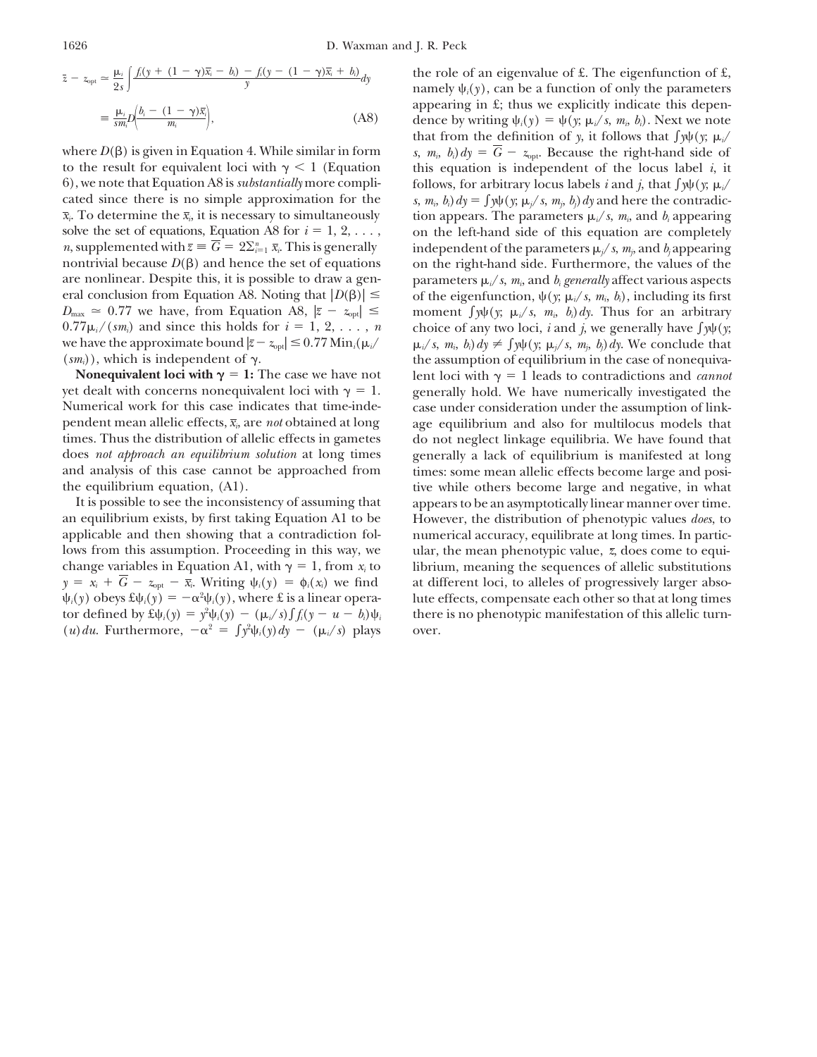$$\bar{z} - z_{\text{opt}} \simeq \frac{\mu_i}{2s} \int \frac{f_i(y + (1-\gamma)\bar{x}_i - b_i) - f_i(y - (1-\gamma)\bar{x}_i + b_i)}{y} dy$$

$$\equiv \frac{\mu_i}{sm_i} D\left(\frac{b_i - (1-\gamma)\bar{x}_i}{m_i}\right), \tag{A8}$$

where $D(\beta)$ is given in Equation 4. While similar in form to the result for equivalent loci with $\gamma < 1$ (Equation 6), we note that Equation A8 is *substantially* more complicated since there is no simple approximation for the $\bar{x}_i$. To determine the $\bar{x}_i$, it is necessary to simultaneously solve the set of equations, Equation A8 for $i = 1, 2, \ldots, n$, supplemented with $\bar{z} \equiv \overline{G} = 2\Sigma_{i=1}^{n} \bar{x}_i$. This is generally nontrivial because $D(\beta)$ and hence the set of equations are nonlinear. Despite this, it is possible to draw a general conclusion from Equation A8. Noting that $|D(\beta)| \leq D_{\max} \simeq 0.77$ we have, from Equation A8, $|\bar{z} - z_{\text{opt}}| \leq 0.77\mu_i/(sm_i)$ and since this holds for $i = 1, 2, \ldots, n$ we have the approximate bound $|\bar{z} - z_{\text{opt}}| \leq 0.77 \,\text{Min}_i(\mu_i/(sm_i))$, which is independent of $\gamma$.

**Nonequivalent loci with $\gamma = 1$:** The case we have not yet dealt with concerns nonequivalent loci with $\gamma = 1$. Numerical work for this case indicates that time-independent mean allelic effects, $\bar{x}_i$, are *not* obtained at long times. Thus the distribution of allelic effects in gametes does *not approach an equilibrium solution* at long times and analysis of this case cannot be approached from the equilibrium equation, (A1).

It is possible to see the inconsistency of assuming that an equilibrium exists, by first taking Equation A1 to be applicable and then showing that a contradiction follows from this assumption. Proceeding in this way, we change variables in Equation A1, with $\gamma = 1$, from $x_i$ to $y = x_i + \overline{G} - z_{\text{opt}} - \bar{x}_i$. Writing $\psi_i(y) = \phi_i(x_i)$ we find $\psi_i(y)$ obeys $£\psi_i(y) = -\alpha^2\psi_i(y)$, where £ is a linear operator defined by $£\psi_i(y) = y^2\psi_i(y) - (\mu_i/s)\int f_i(y - u - b_i)\psi_i(u)\,du$. Furthermore, $-\alpha^2 = \int y^2\psi_i(y)\,dy - (\mu_i/s)$ plays the role of an eigenvalue of £. The eigenfunction of £, namely $\psi_i(y)$, can be a function of only the parameters appearing in £; thus we explicitly indicate this dependence by writing $\psi_i(y) = \psi(y; \mu_i/s, m_i, b_i)$. Next we note that from the definition of $y$, it follows that $\int y\psi(y; \mu_i/s, m_i, b_i)\,dy = \overline{G} - z_{\text{opt}}$. Because the right-hand side of this equation is independent of the locus label $i$, it follows, for arbitrary locus labels $i$ and $j$, that $\int y\psi(y; \mu_i/s, m_i, b_i)\,dy = \int y\psi(y; \mu_j/s, m_j, b_j)\,dy$ and here the contradiction appears. The parameters $\mu_i/s$, $m_i$, and $b_i$ appearing on the left-hand side of this equation are completely independent of the parameters $\mu_j/s$, $m_j$, and $b_j$ appearing on the right-hand side. Furthermore, the values of the parameters $\mu_i/s$, $m_i$, and $b_i$ *generally* affect various aspects of the eigenfunction, $\psi(y; \mu_i/s, m_i, b_i)$, including its first moment $\int y\psi(y; \mu_i/s, m_i, b_i)\,dy$. Thus for an arbitrary choice of any two loci, $i$ and $j$, we generally have $\int y\psi(y; \mu_i/s, m_i, b_i)\,dy \neq \int y\psi(y; \mu_j/s, m_j, b_j)\,dy$. We conclude that the assumption of equilibrium in the case of nonequivalent loci with $\gamma = 1$ leads to contradictions and *cannot* generally hold. We have numerically investigated the case under consideration under the assumption of linkage equilibrium and also for multilocus models that do not neglect linkage equilibria. We have found that generally a lack of equilibrium is manifested at long times: some mean allelic effects become large and positive while others become large and negative, in what appears to be an asymptotically linear manner over time. However, the distribution of phenotypic values *does*, to numerical accuracy, equilibrate at long times. In particular, the mean phenotypic value, $\bar{z}$, does come to equilibrium, meaning the sequences of allelic substitutions at different loci, to alleles of progressively larger absolute effects, compensate each other so that at long times there is no phenotypic manifestation of this allelic turnover.